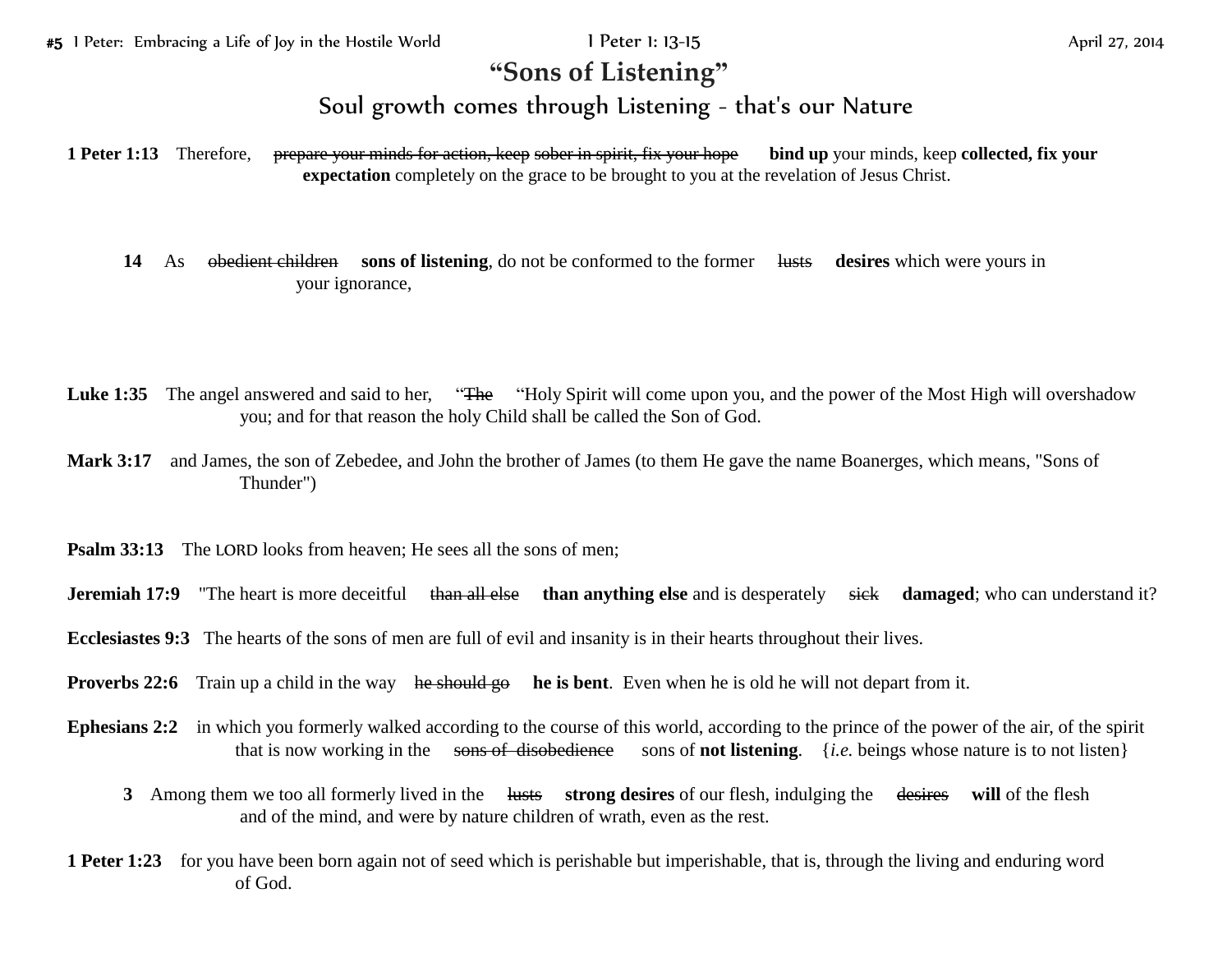**#5** 1 Peter: Embracing a Life of Joy in the Hostile World — 1 Peter 1: 13-15 — April 27, 2014

# "Sons of Listening"

## Soul growth comes through Listening - that's our Nature

**1 Peter 1:13** Therefore, ~~prepare your minds for action, keep sober in spirit, fix your hope~~ **bind up** your minds, keep **collected, fix your expectation** completely on the grace to be brought to you at the revelation of Jesus Christ.

**14** As ~~obedient children~~ **sons of listening**, do not be conformed to the former ~~lusts~~ **desires** which were yours in your ignorance,

**Luke 1:35** The angel answered and said to her, "~~The~~ "Holy Spirit will come upon you, and the power of the Most High will overshadow you; and for that reason the holy Child shall be called the Son of God.

**Mark 3:17** and James, the son of Zebedee, and John the brother of James (to them He gave the name Boanerges, which means, "Sons of Thunder")

**Psalm 33:13** The LORD looks from heaven; He sees all the sons of men;

**Jeremiah 17:9** "The heart is more deceitful ~~than all else~~ **than anything else** and is desperately ~~sick~~ **damaged**; who can understand it?

**Ecclesiastes 9:3** The hearts of the sons of men are full of evil and insanity is in their hearts throughout their lives.

**Proverbs 22:6** Train up a child in the way ~~he should go~~ **he is bent**. Even when he is old he will not depart from it.

**Ephesians 2:2** in which you formerly walked according to the course of this world, according to the prince of the power of the air, of the spirit that is now working in the ~~sons of disobedience~~ sons of **not listening**. {*i.e.* beings whose nature is to not listen}

**3** Among them we too all formerly lived in the ~~lusts~~ **strong desires** of our flesh, indulging the ~~desires~~ **will** of the flesh and of the mind, and were by nature children of wrath, even as the rest.

**1 Peter 1:23** for you have been born again not of seed which is perishable but imperishable, that is, through the living and enduring word of God.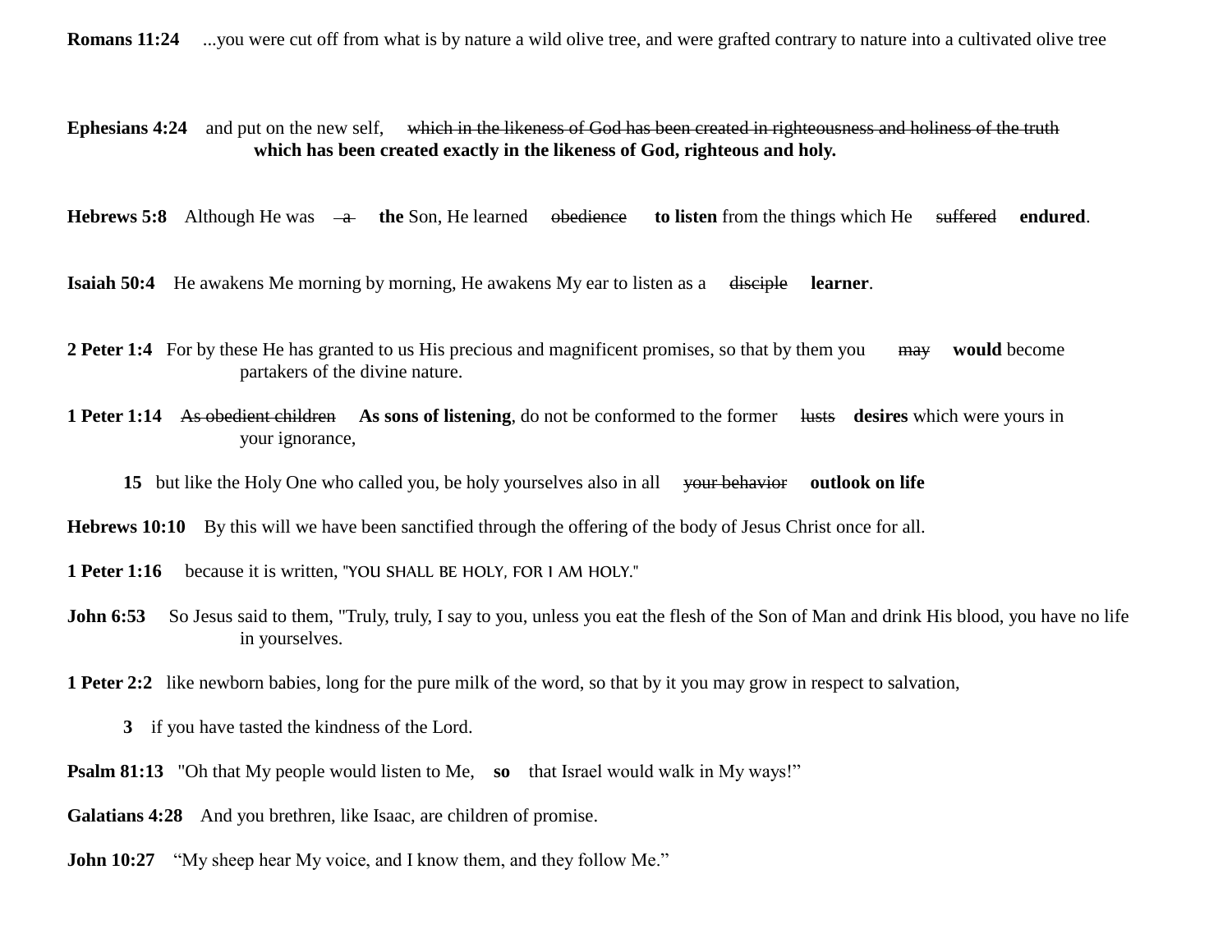**Romans 11:24** ...you were cut off from what is by nature a wild olive tree, and were grafted contrary to nature into a cultivated olive tree

**Ephesians 4:24** and put on the new self, ~~which in the likeness of God has been created in righteousness and holiness of the truth~~ **which has been created exactly in the likeness of God, righteous and holy.**

**Hebrews 5:8** Although He was ~~a~~ **the** Son, He learned ~~obedience~~ **to listen** from the things which He ~~suffered~~ **endured**.

**Isaiah 50:4** He awakens Me morning by morning, He awakens My ear to listen as a ~~disciple~~ **learner**.

**2 Peter 1:4** For by these He has granted to us His precious and magnificent promises, so that by them you ~~may~~ **would** become partakers of the divine nature.

**1 Peter 1:14** ~~As obedient children~~ **As sons of listening**, do not be conformed to the former ~~lusts~~ **desires** which were yours in your ignorance,

**15** but like the Holy One who called you, be holy yourselves also in all ~~your behavior~~ **outlook on life**

**Hebrews 10:10** By this will we have been sanctified through the offering of the body of Jesus Christ once for all.

**1 Peter 1:16** because it is written, "YOU SHALL BE HOLY, FOR I AM HOLY."

**John 6:53** So Jesus said to them, "Truly, truly, I say to you, unless you eat the flesh of the Son of Man and drink His blood, you have no life in yourselves.

**1 Peter 2:2** like newborn babies, long for the pure milk of the word, so that by it you may grow in respect to salvation,

**3** if you have tasted the kindness of the Lord.

**Psalm 81:13** "Oh that My people would listen to Me, **so** that Israel would walk in My ways!"

**Galatians 4:28** And you brethren, like Isaac, are children of promise.

**John 10:27** "My sheep hear My voice, and I know them, and they follow Me."